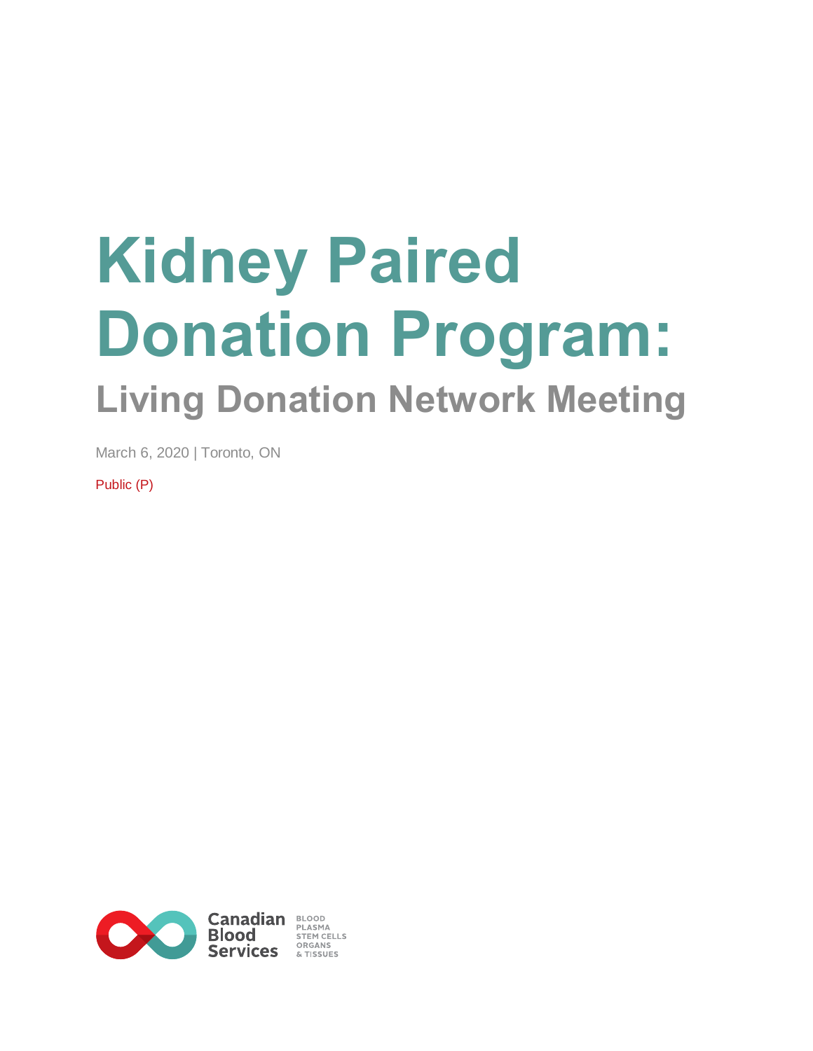# Kidney Paired Donation Program:

## Living Donation Network Meeting

March 6, 2020 | Toronto, ON

Public (P)

Canadian Blood Services

BLOOD
PLASMA
STEM CELLS
ORGANS
& TISSUES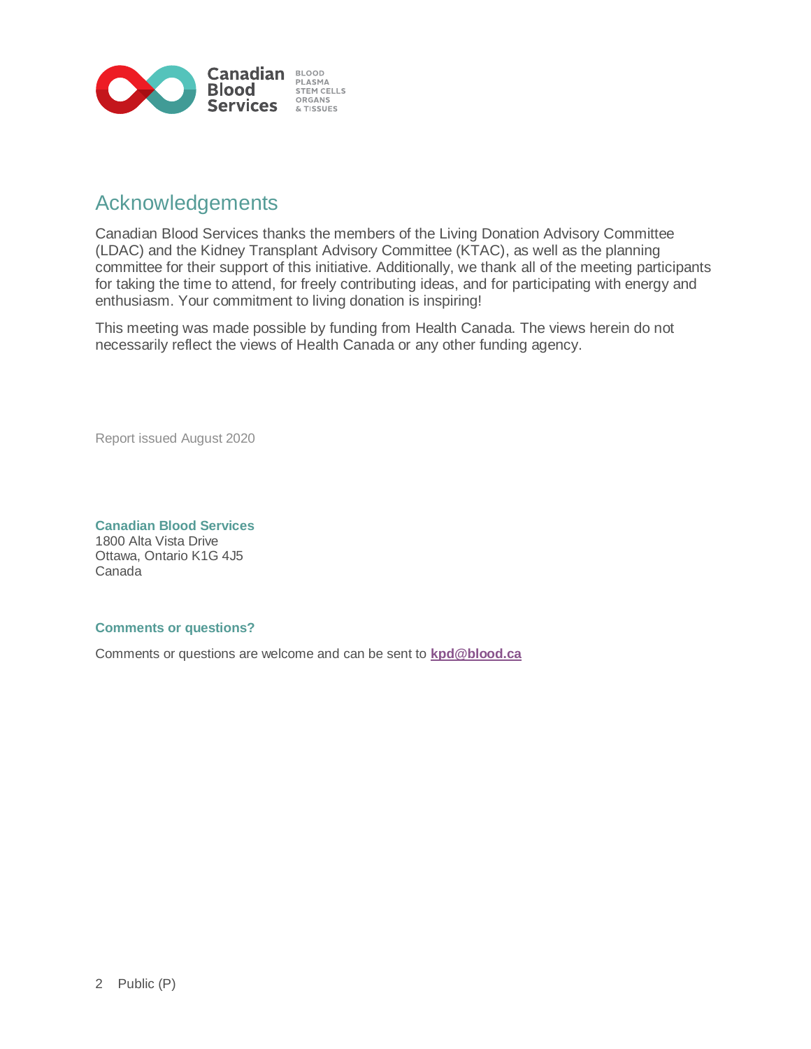# Acknowledgements

Canadian Blood Services thanks the members of the Living Donation Advisory Committee (LDAC) and the Kidney Transplant Advisory Committee (KTAC), as well as the planning committee for their support of this initiative. Additionally, we thank all of the meeting participants for taking the time to attend, for freely contributing ideas, and for participating with energy and enthusiasm. Your commitment to living donation is inspiring!

This meeting was made possible by funding from Health Canada. The views herein do not necessarily reflect the views of Health Canada or any other funding agency.

Report issued August 2020

**Canadian Blood Services**
1800 Alta Vista Drive
Ottawa, Ontario K1G 4J5
Canada

**Comments or questions?**

Comments or questions are welcome and can be sent to **kpd@blood.ca**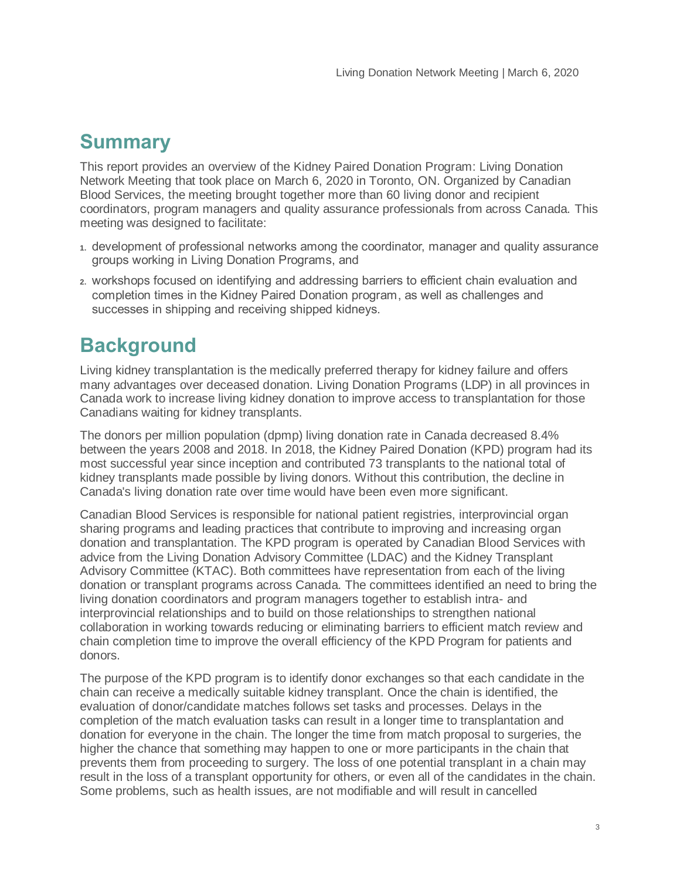# Summary

This report provides an overview of the Kidney Paired Donation Program: Living Donation Network Meeting that took place on March 6, 2020 in Toronto, ON. Organized by Canadian Blood Services, the meeting brought together more than 60 living donor and recipient coordinators, program managers and quality assurance professionals from across Canada. This meeting was designed to facilitate:

1. development of professional networks among the coordinator, manager and quality assurance groups working in Living Donation Programs, and
2. workshops focused on identifying and addressing barriers to efficient chain evaluation and completion times in the Kidney Paired Donation program, as well as challenges and successes in shipping and receiving shipped kidneys.

# Background

Living kidney transplantation is the medically preferred therapy for kidney failure and offers many advantages over deceased donation. Living Donation Programs (LDP) in all provinces in Canada work to increase living kidney donation to improve access to transplantation for those Canadians waiting for kidney transplants.

The donors per million population (dpmp) living donation rate in Canada decreased 8.4% between the years 2008 and 2018. In 2018, the Kidney Paired Donation (KPD) program had its most successful year since inception and contributed 73 transplants to the national total of kidney transplants made possible by living donors. Without this contribution, the decline in Canada's living donation rate over time would have been even more significant.

Canadian Blood Services is responsible for national patient registries, interprovincial organ sharing programs and leading practices that contribute to improving and increasing organ donation and transplantation. The KPD program is operated by Canadian Blood Services with advice from the Living Donation Advisory Committee (LDAC) and the Kidney Transplant Advisory Committee (KTAC). Both committees have representation from each of the living donation or transplant programs across Canada. The committees identified an need to bring the living donation coordinators and program managers together to establish intra- and interprovincial relationships and to build on those relationships to strengthen national collaboration in working towards reducing or eliminating barriers to efficient match review and chain completion time to improve the overall efficiency of the KPD Program for patients and donors.

The purpose of the KPD program is to identify donor exchanges so that each candidate in the chain can receive a medically suitable kidney transplant. Once the chain is identified, the evaluation of donor/candidate matches follows set tasks and processes. Delays in the completion of the match evaluation tasks can result in a longer time to transplantation and donation for everyone in the chain. The longer the time from match proposal to surgeries, the higher the chance that something may happen to one or more participants in the chain that prevents them from proceeding to surgery. The loss of one potential transplant in a chain may result in the loss of a transplant opportunity for others, or even all of the candidates in the chain. Some problems, such as health issues, are not modifiable and will result in cancelled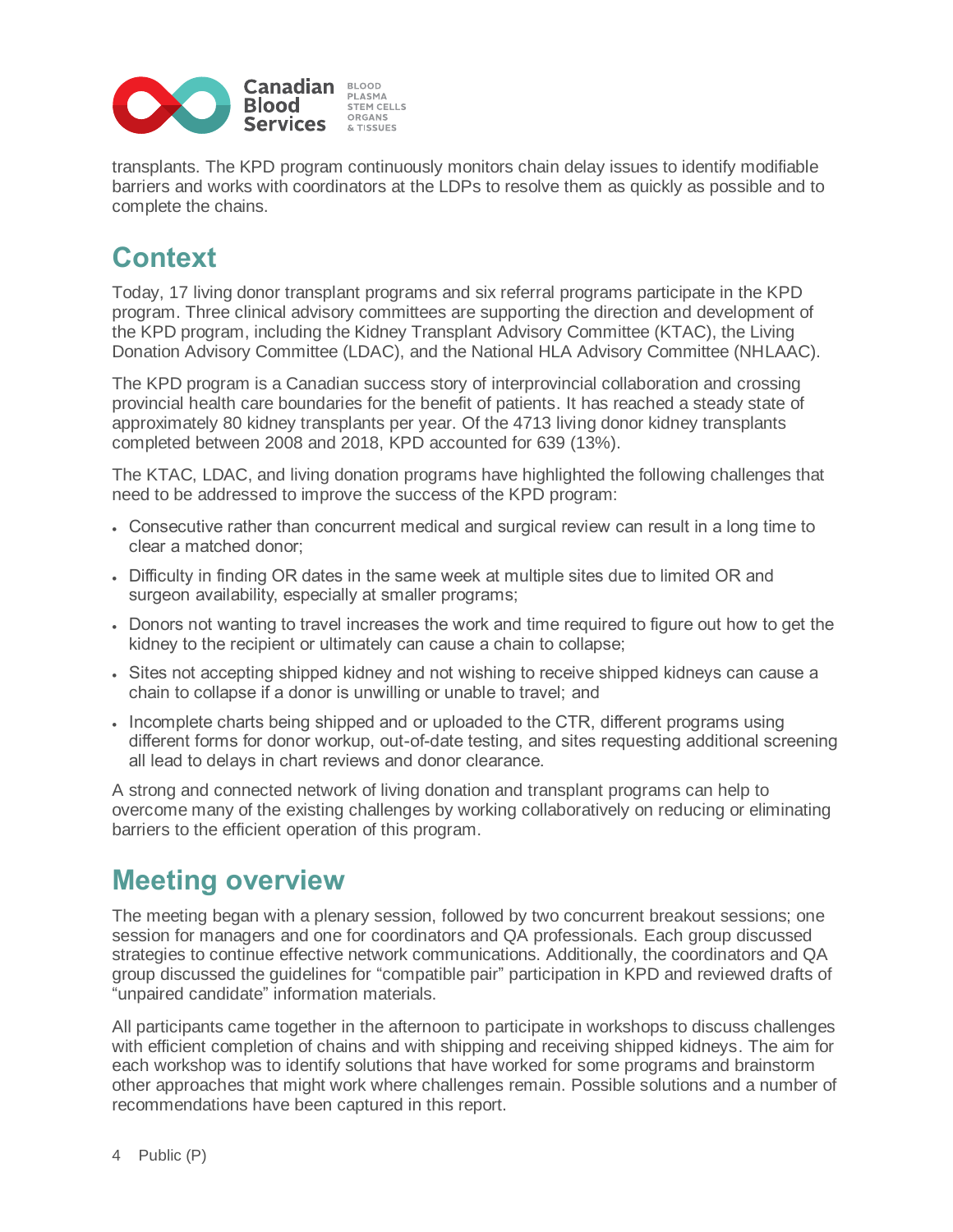transplants. The KPD program continuously monitors chain delay issues to identify modifiable barriers and works with coordinators at the LDPs to resolve them as quickly as possible and to complete the chains.

## Context

Today, 17 living donor transplant programs and six referral programs participate in the KPD program. Three clinical advisory committees are supporting the direction and development of the KPD program, including the Kidney Transplant Advisory Committee (KTAC), the Living Donation Advisory Committee (LDAC), and the National HLA Advisory Committee (NHLAAC).

The KPD program is a Canadian success story of interprovincial collaboration and crossing provincial health care boundaries for the benefit of patients. It has reached a steady state of approximately 80 kidney transplants per year. Of the 4713 living donor kidney transplants completed between 2008 and 2018, KPD accounted for 639 (13%).

The KTAC, LDAC, and living donation programs have highlighted the following challenges that need to be addressed to improve the success of the KPD program:

- Consecutive rather than concurrent medical and surgical review can result in a long time to clear a matched donor;
- Difficulty in finding OR dates in the same week at multiple sites due to limited OR and surgeon availability, especially at smaller programs;
- Donors not wanting to travel increases the work and time required to figure out how to get the kidney to the recipient or ultimately can cause a chain to collapse;
- Sites not accepting shipped kidney and not wishing to receive shipped kidneys can cause a chain to collapse if a donor is unwilling or unable to travel; and
- Incomplete charts being shipped and or uploaded to the CTR, different programs using different forms for donor workup, out-of-date testing, and sites requesting additional screening all lead to delays in chart reviews and donor clearance.

A strong and connected network of living donation and transplant programs can help to overcome many of the existing challenges by working collaboratively on reducing or eliminating barriers to the efficient operation of this program.

## Meeting overview

The meeting began with a plenary session, followed by two concurrent breakout sessions; one session for managers and one for coordinators and QA professionals. Each group discussed strategies to continue effective network communications. Additionally, the coordinators and QA group discussed the guidelines for "compatible pair" participation in KPD and reviewed drafts of "unpaired candidate" information materials.

All participants came together in the afternoon to participate in workshops to discuss challenges with efficient completion of chains and with shipping and receiving shipped kidneys. The aim for each workshop was to identify solutions that have worked for some programs and brainstorm other approaches that might work where challenges remain. Possible solutions and a number of recommendations have been captured in this report.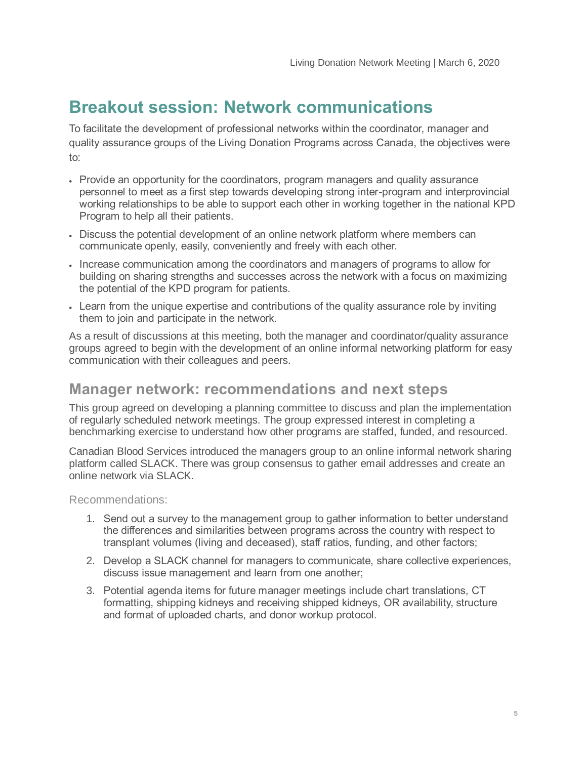# Breakout session: Network communications

To facilitate the development of professional networks within the coordinator, manager and quality assurance groups of the Living Donation Programs across Canada, the objectives were to:

- Provide an opportunity for the coordinators, program managers and quality assurance personnel to meet as a first step towards developing strong inter-program and interprovincial working relationships to be able to support each other in working together in the national KPD Program to help all their patients.
- Discuss the potential development of an online network platform where members can communicate openly, easily, conveniently and freely with each other.
- Increase communication among the coordinators and managers of programs to allow for building on sharing strengths and successes across the network with a focus on maximizing the potential of the KPD program for patients.
- Learn from the unique expertise and contributions of the quality assurance role by inviting them to join and participate in the network.

As a result of discussions at this meeting, both the manager and coordinator/quality assurance groups agreed to begin with the development of an online informal networking platform for easy communication with their colleagues and peers.

## Manager network: recommendations and next steps

This group agreed on developing a planning committee to discuss and plan the implementation of regularly scheduled network meetings. The group expressed interest in completing a benchmarking exercise to understand how other programs are staffed, funded, and resourced.

Canadian Blood Services introduced the managers group to an online informal network sharing platform called SLACK. There was group consensus to gather email addresses and create an online network via SLACK.

### Recommendations:

1. Send out a survey to the management group to gather information to better understand the differences and similarities between programs across the country with respect to transplant volumes (living and deceased), staff ratios, funding, and other factors;
2. Develop a SLACK channel for managers to communicate, share collective experiences, discuss issue management and learn from one another;
3. Potential agenda items for future manager meetings include chart translations, CT formatting, shipping kidneys and receiving shipped kidneys, OR availability, structure and format of uploaded charts, and donor workup protocol.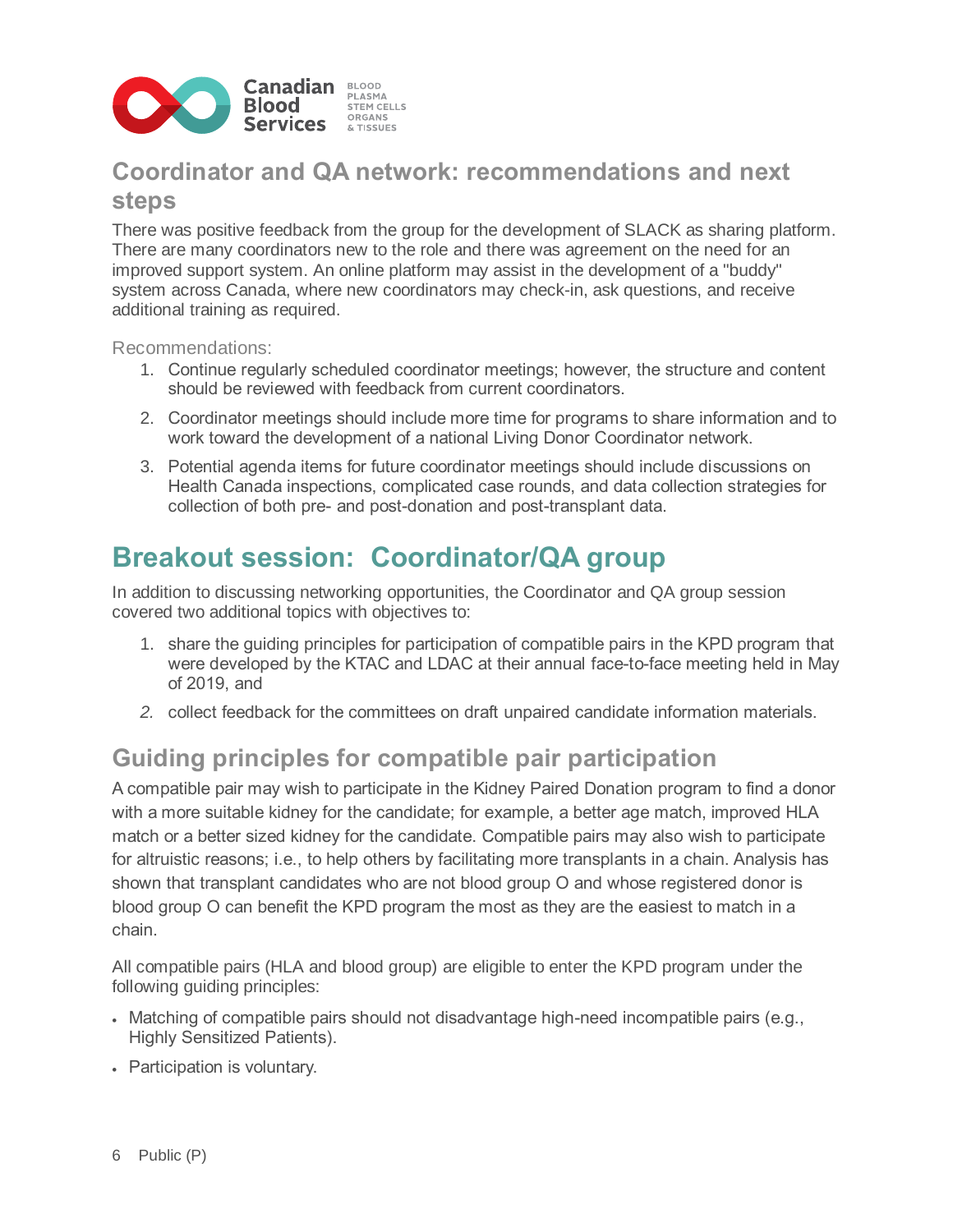## Coordinator and QA network: recommendations and next steps

There was positive feedback from the group for the development of SLACK as sharing platform. There are many coordinators new to the role and there was agreement on the need for an improved support system. An online platform may assist in the development of a "buddy" system across Canada, where new coordinators may check-in, ask questions, and receive additional training as required.

Recommendations:

1. Continue regularly scheduled coordinator meetings; however, the structure and content should be reviewed with feedback from current coordinators.
2. Coordinator meetings should include more time for programs to share information and to work toward the development of a national Living Donor Coordinator network.
3. Potential agenda items for future coordinator meetings should include discussions on Health Canada inspections, complicated case rounds, and data collection strategies for collection of both pre- and post-donation and post-transplant data.

# Breakout session: Coordinator/QA group

In addition to discussing networking opportunities, the Coordinator and QA group session covered two additional topics with objectives to:

1. share the guiding principles for participation of compatible pairs in the KPD program that were developed by the KTAC and LDAC at their annual face-to-face meeting held in May of 2019, and
2. collect feedback for the committees on draft unpaired candidate information materials.

## Guiding principles for compatible pair participation

A compatible pair may wish to participate in the Kidney Paired Donation program to find a donor with a more suitable kidney for the candidate; for example, a better age match, improved HLA match or a better sized kidney for the candidate. Compatible pairs may also wish to participate for altruistic reasons; i.e., to help others by facilitating more transplants in a chain. Analysis has shown that transplant candidates who are not blood group O and whose registered donor is blood group O can benefit the KPD program the most as they are the easiest to match in a chain.

All compatible pairs (HLA and blood group) are eligible to enter the KPD program under the following guiding principles:

- Matching of compatible pairs should not disadvantage high-need incompatible pairs (e.g., Highly Sensitized Patients).
- Participation is voluntary.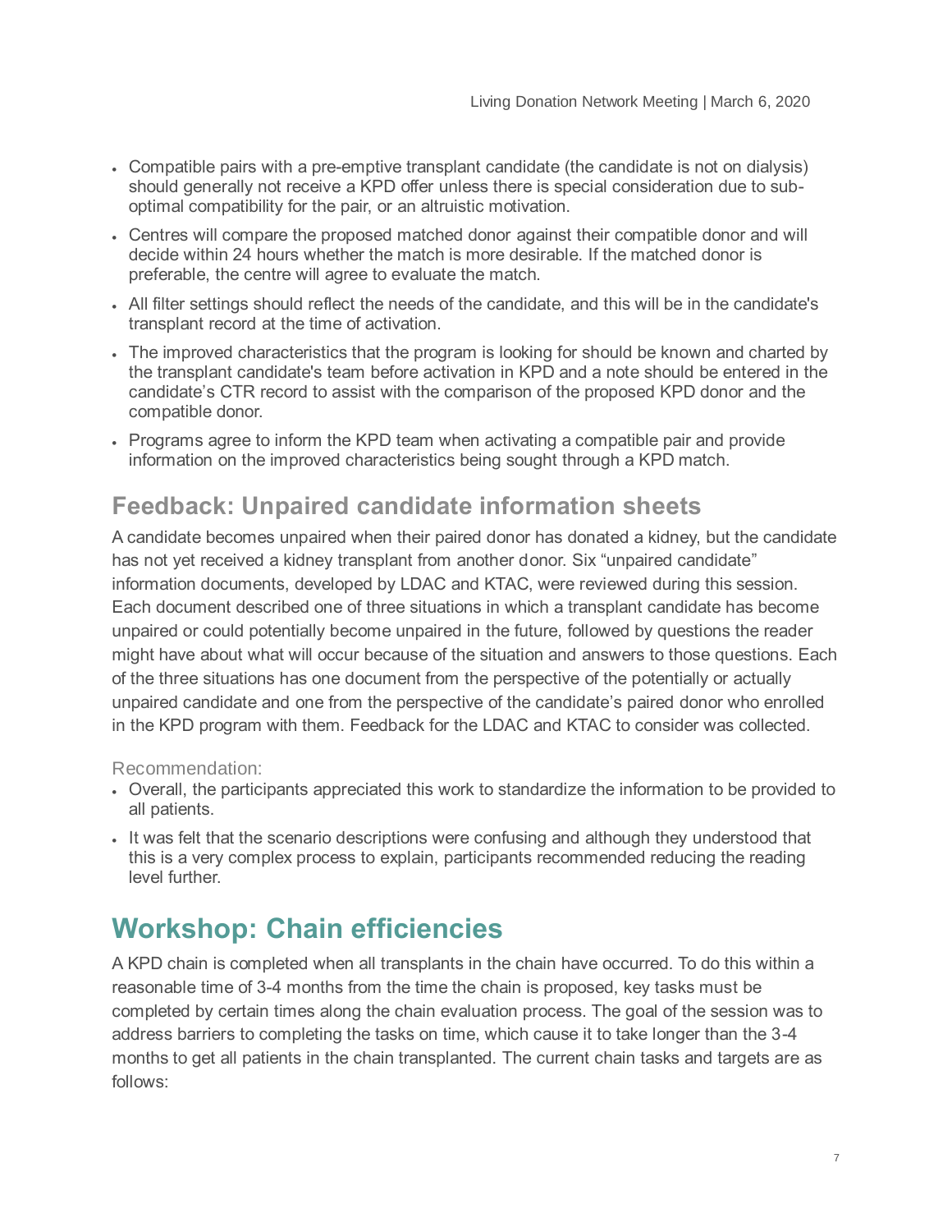- Compatible pairs with a pre-emptive transplant candidate (the candidate is not on dialysis) should generally not receive a KPD offer unless there is special consideration due to sub-optimal compatibility for the pair, or an altruistic motivation.
- Centres will compare the proposed matched donor against their compatible donor and will decide within 24 hours whether the match is more desirable. If the matched donor is preferable, the centre will agree to evaluate the match.
- All filter settings should reflect the needs of the candidate, and this will be in the candidate's transplant record at the time of activation.
- The improved characteristics that the program is looking for should be known and charted by the transplant candidate's team before activation in KPD and a note should be entered in the candidate's CTR record to assist with the comparison of the proposed KPD donor and the compatible donor.
- Programs agree to inform the KPD team when activating a compatible pair and provide information on the improved characteristics being sought through a KPD match.

## Feedback: Unpaired candidate information sheets

A candidate becomes unpaired when their paired donor has donated a kidney, but the candidate has not yet received a kidney transplant from another donor. Six "unpaired candidate" information documents, developed by LDAC and KTAC, were reviewed during this session. Each document described one of three situations in which a transplant candidate has become unpaired or could potentially become unpaired in the future, followed by questions the reader might have about what will occur because of the situation and answers to those questions. Each of the three situations has one document from the perspective of the potentially or actually unpaired candidate and one from the perspective of the candidate's paired donor who enrolled in the KPD program with them. Feedback for the LDAC and KTAC to consider was collected.

### Recommendation:

- Overall, the participants appreciated this work to standardize the information to be provided to all patients.
- It was felt that the scenario descriptions were confusing and although they understood that this is a very complex process to explain, participants recommended reducing the reading level further.

# Workshop: Chain efficiencies

A KPD chain is completed when all transplants in the chain have occurred. To do this within a reasonable time of 3-4 months from the time the chain is proposed, key tasks must be completed by certain times along the chain evaluation process. The goal of the session was to address barriers to completing the tasks on time, which cause it to take longer than the 3-4 months to get all patients in the chain transplanted. The current chain tasks and targets are as follows: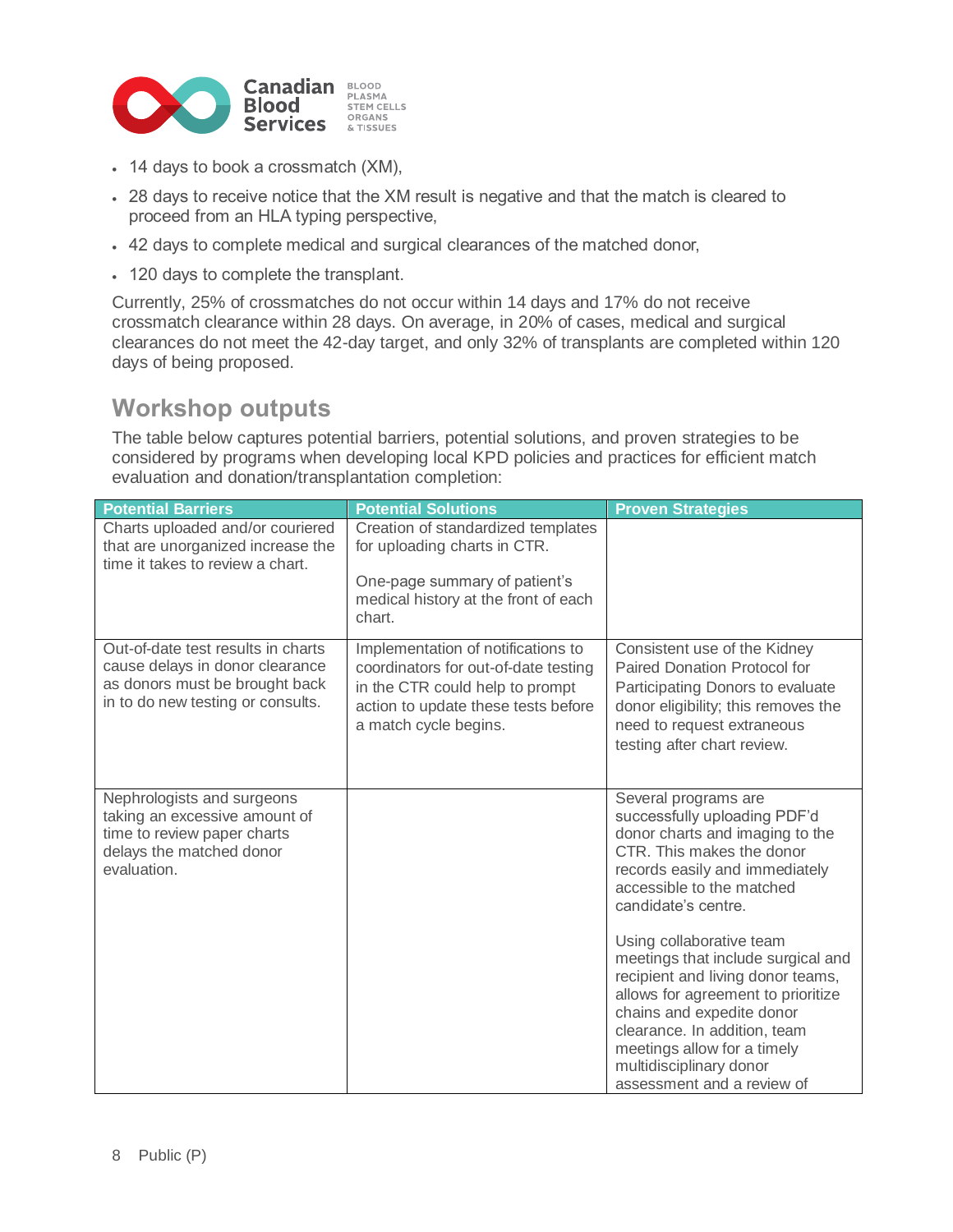- 14 days to book a crossmatch (XM),
- 28 days to receive notice that the XM result is negative and that the match is cleared to proceed from an HLA typing perspective,
- 42 days to complete medical and surgical clearances of the matched donor,
- 120 days to complete the transplant.

Currently, 25% of crossmatches do not occur within 14 days and 17% do not receive crossmatch clearance within 28 days. On average, in 20% of cases, medical and surgical clearances do not meet the 42-day target, and only 32% of transplants are completed within 120 days of being proposed.

## Workshop outputs

The table below captures potential barriers, potential solutions, and proven strategies to be considered by programs when developing local KPD policies and practices for efficient match evaluation and donation/transplantation completion:

| Potential Barriers | Potential Solutions | Proven Strategies |
|---|---|---|
| Charts uploaded and/or couriered that are unorganized increase the time it takes to review a chart. | Creation of standardized templates for uploading charts in CTR.<br><br>One-page summary of patient's medical history at the front of each chart. | |
| Out-of-date test results in charts cause delays in donor clearance as donors must be brought back in to do new testing or consults. | Implementation of notifications to coordinators for out-of-date testing in the CTR could help to prompt action to update these tests before a match cycle begins. | Consistent use of the Kidney Paired Donation Protocol for Participating Donors to evaluate donor eligibility; this removes the need to request extraneous testing after chart review. |
| Nephrologists and surgeons taking an excessive amount of time to review paper charts delays the matched donor evaluation. | | Several programs are successfully uploading PDF'd donor charts and imaging to the CTR. This makes the donor records easily and immediately accessible to the matched candidate's centre.<br><br>Using collaborative team meetings that include surgical and recipient and living donor teams, allows for agreement to prioritize chains and expedite donor clearance. In addition, team meetings allow for a timely multidisciplinary donor assessment and a review of |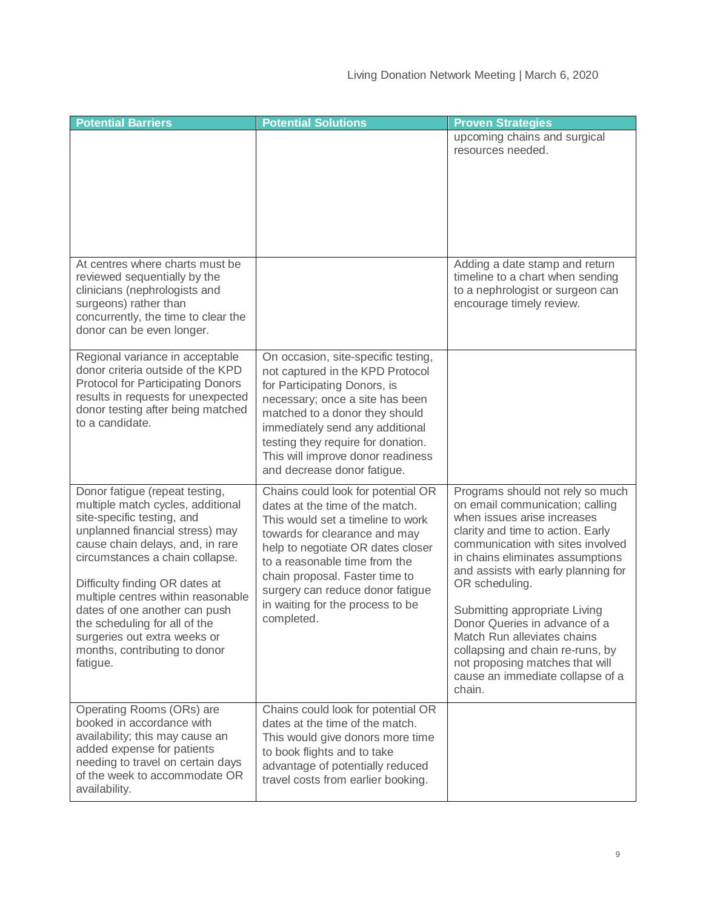| Potential Barriers | Potential Solutions | Proven Strategies |
|---|---|---|
| | | upcoming chains and surgical resources needed. |
| At centres where charts must be reviewed sequentially by the clinicians (nephrologists and surgeons) rather than concurrently, the time to clear the donor can be even longer. | | Adding a date stamp and return timeline to a chart when sending to a nephrologist or surgeon can encourage timely review. |
| Regional variance in acceptable donor criteria outside of the KPD Protocol for Participating Donors results in requests for unexpected donor testing after being matched to a candidate. | On occasion, site-specific testing, not captured in the KPD Protocol for Participating Donors, is necessary; once a site has been matched to a donor they should immediately send any additional testing they require for donation. This will improve donor readiness and decrease donor fatigue. | |
| Donor fatigue (repeat testing, multiple match cycles, additional site-specific testing, and unplanned financial stress) may cause chain delays, and, in rare circumstances a chain collapse.<br><br>Difficulty finding OR dates at multiple centres within reasonable dates of one another can push the scheduling for all of the surgeries out extra weeks or months, contributing to donor fatigue. | Chains could look for potential OR dates at the time of the match. This would set a timeline to work towards for clearance and may help to negotiate OR dates closer to a reasonable time from the chain proposal. Faster time to surgery can reduce donor fatigue in waiting for the process to be completed. | Programs should not rely so much on email communication; calling when issues arise increases clarity and time to action. Early communication with sites involved in chains eliminates assumptions and assists with early planning for OR scheduling.<br><br>Submitting appropriate Living Donor Queries in advance of a Match Run alleviates chains collapsing and chain re-runs, by not proposing matches that will cause an immediate collapse of a chain. |
| Operating Rooms (ORs) are booked in accordance with availability; this may cause an added expense for patients needing to travel on certain days of the week to accommodate OR availability. | Chains could look for potential OR dates at the time of the match. This would give donors more time to book flights and to take advantage of potentially reduced travel costs from earlier booking. | |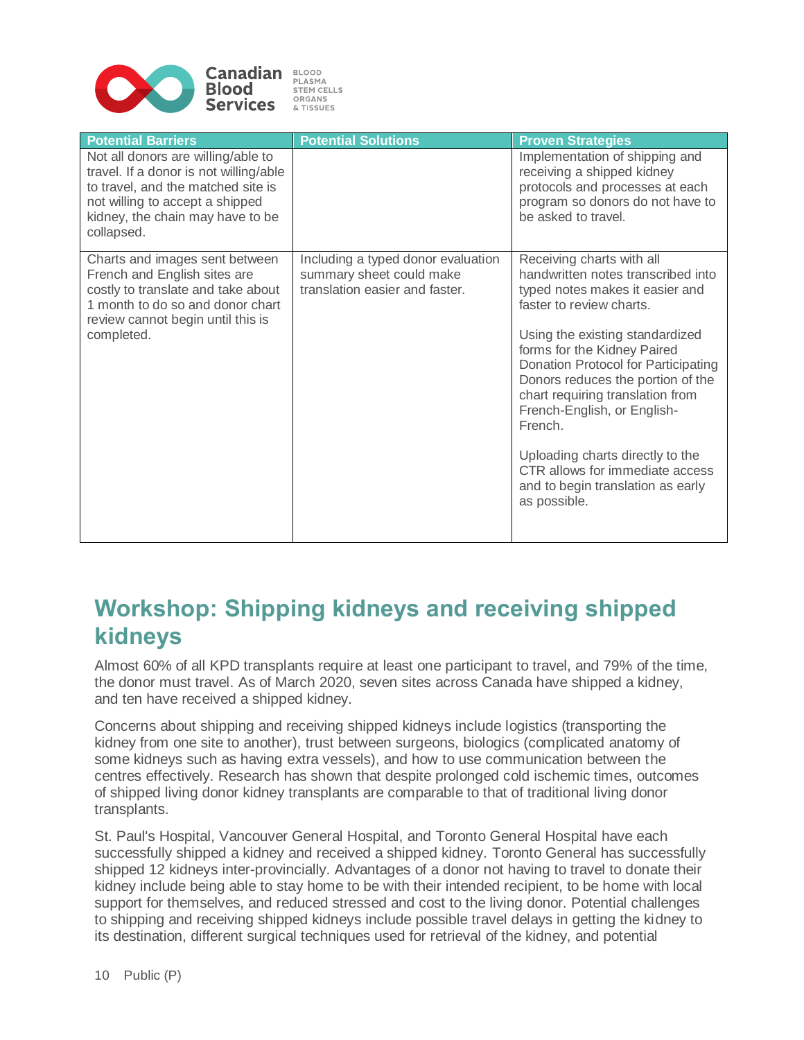| Potential Barriers | Potential Solutions | Proven Strategies |
|---|---|---|
| Not all donors are willing/able to travel. If a donor is not willing/able to travel, and the matched site is not willing to accept a shipped kidney, the chain may have to be collapsed. | | Implementation of shipping and receiving a shipped kidney protocols and processes at each program so donors do not have to be asked to travel. |
| Charts and images sent between French and English sites are costly to translate and take about 1 month to do so and donor chart review cannot begin until this is completed. | Including a typed donor evaluation summary sheet could make translation easier and faster. | Receiving charts with all handwritten notes transcribed into typed notes makes it easier and faster to review charts.<br><br>Using the existing standardized forms for the Kidney Paired Donation Protocol for Participating Donors reduces the portion of the chart requiring translation from French-English, or English-French.<br><br>Uploading charts directly to the CTR allows for immediate access and to begin translation as early as possible. |

## Workshop: Shipping kidneys and receiving shipped kidneys

Almost 60% of all KPD transplants require at least one participant to travel, and 79% of the time, the donor must travel. As of March 2020, seven sites across Canada have shipped a kidney, and ten have received a shipped kidney.

Concerns about shipping and receiving shipped kidneys include logistics (transporting the kidney from one site to another), trust between surgeons, biologics (complicated anatomy of some kidneys such as having extra vessels), and how to use communication between the centres effectively. Research has shown that despite prolonged cold ischemic times, outcomes of shipped living donor kidney transplants are comparable to that of traditional living donor transplants.

St. Paul's Hospital, Vancouver General Hospital, and Toronto General Hospital have each successfully shipped a kidney and received a shipped kidney. Toronto General has successfully shipped 12 kidneys inter-provincially. Advantages of a donor not having to travel to donate their kidney include being able to stay home to be with their intended recipient, to be home with local support for themselves, and reduced stressed and cost to the living donor. Potential challenges to shipping and receiving shipped kidneys include possible travel delays in getting the kidney to its destination, different surgical techniques used for retrieval of the kidney, and potential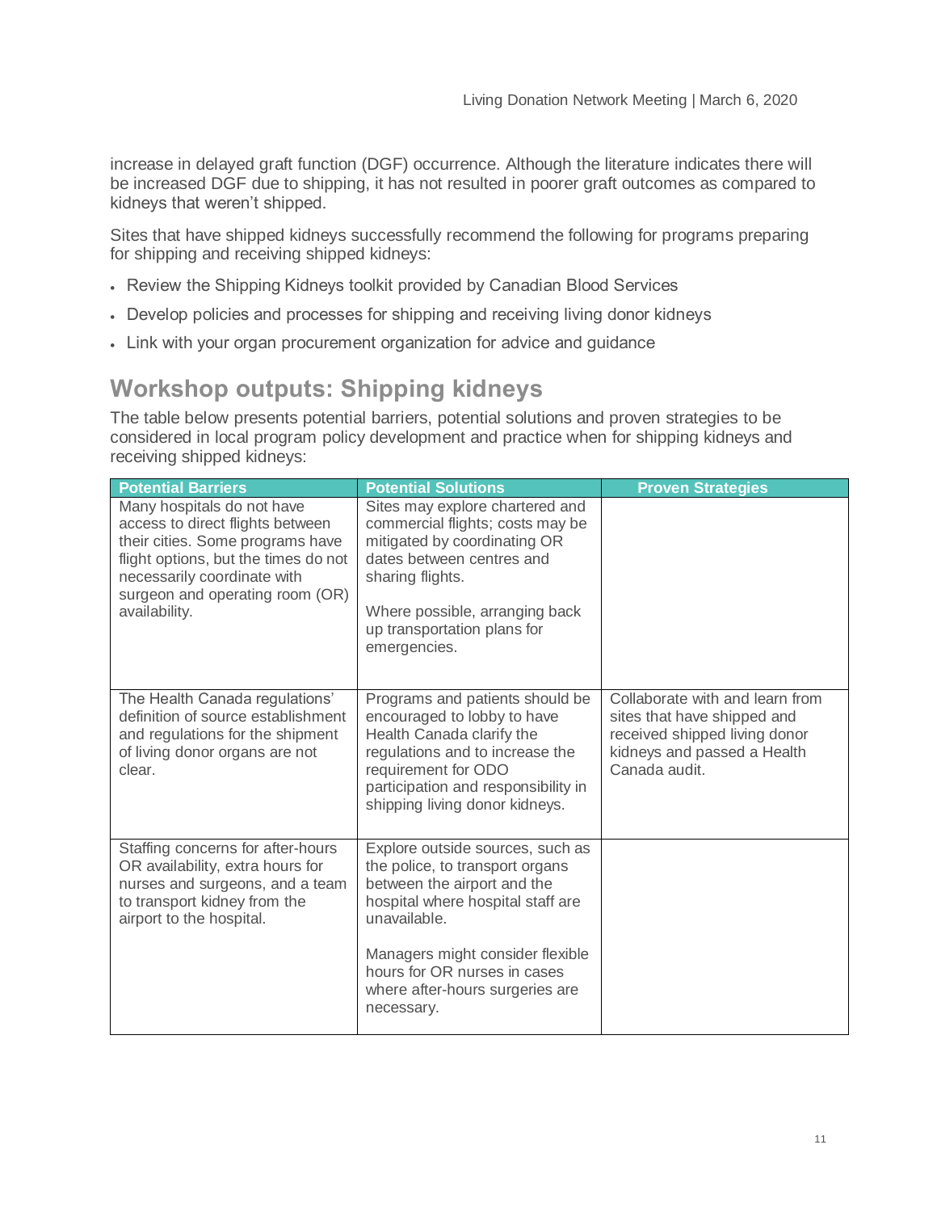increase in delayed graft function (DGF) occurrence. Although the literature indicates there will be increased DGF due to shipping, it has not resulted in poorer graft outcomes as compared to kidneys that weren't shipped.

Sites that have shipped kidneys successfully recommend the following for programs preparing for shipping and receiving shipped kidneys:

- Review the Shipping Kidneys toolkit provided by Canadian Blood Services
- Develop policies and processes for shipping and receiving living donor kidneys
- Link with your organ procurement organization for advice and guidance

## Workshop outputs: Shipping kidneys

The table below presents potential barriers, potential solutions and proven strategies to be considered in local program policy development and practice when for shipping kidneys and receiving shipped kidneys:

| Potential Barriers | Potential Solutions | Proven Strategies |
|---|---|---|
| Many hospitals do not have access to direct flights between their cities. Some programs have flight options, but the times do not necessarily coordinate with surgeon and operating room (OR) availability. | Sites may explore chartered and commercial flights; costs may be mitigated by coordinating OR dates between centres and sharing flights.<br><br>Where possible, arranging back up transportation plans for emergencies. | |
| The Health Canada regulations' definition of source establishment and regulations for the shipment of living donor organs are not clear. | Programs and patients should be encouraged to lobby to have Health Canada clarify the regulations and to increase the requirement for ODO participation and responsibility in shipping living donor kidneys. | Collaborate with and learn from sites that have shipped and received shipped living donor kidneys and passed a Health Canada audit. |
| Staffing concerns for after-hours OR availability, extra hours for nurses and surgeons, and a team to transport kidney from the airport to the hospital. | Explore outside sources, such as the police, to transport organs between the airport and the hospital where hospital staff are unavailable.<br><br>Managers might consider flexible hours for OR nurses in cases where after-hours surgeries are necessary. | |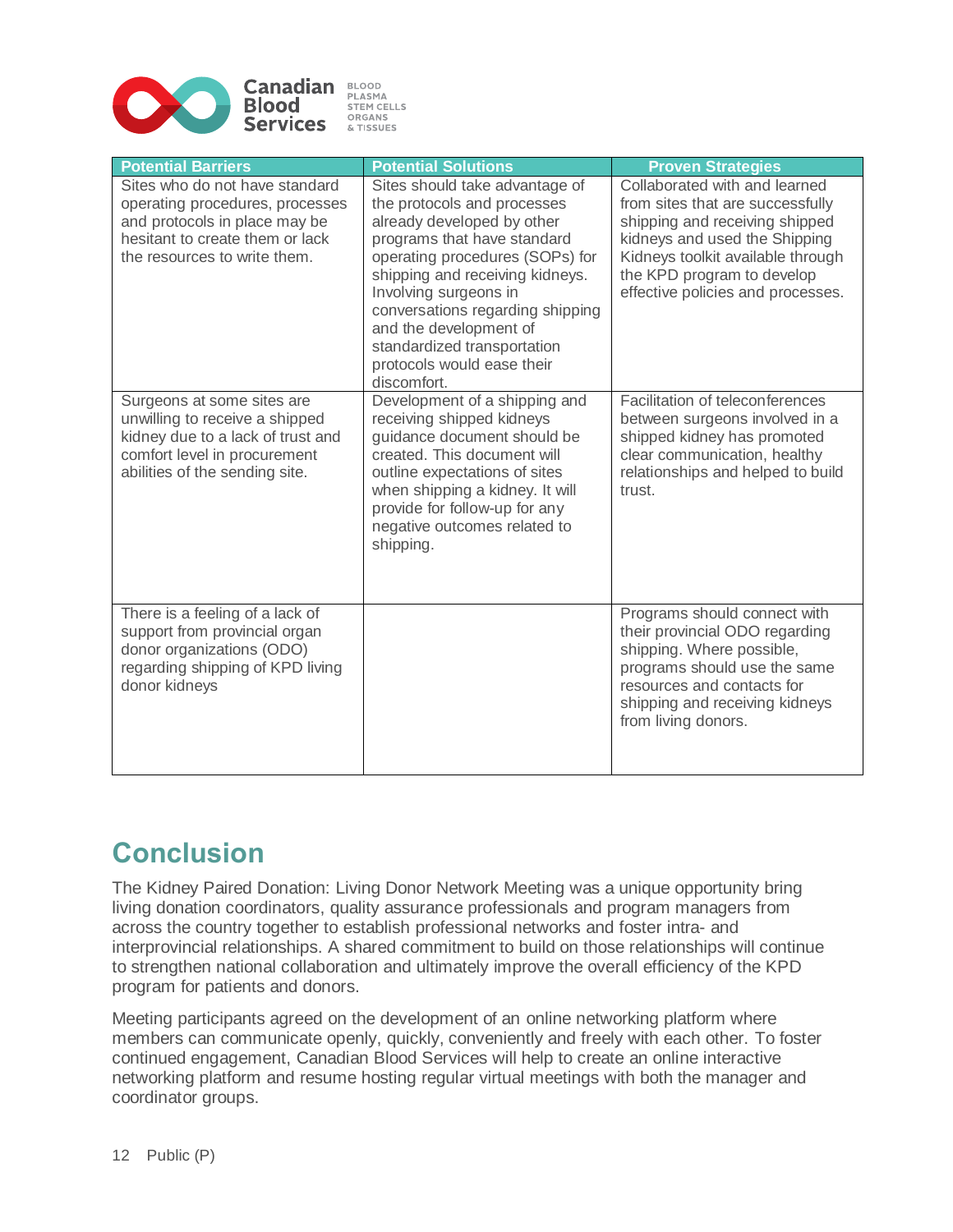| Potential Barriers | Potential Solutions | Proven Strategies |
|---|---|---|
| Sites who do not have standard operating procedures, processes and protocols in place may be hesitant to create them or lack the resources to write them. | Sites should take advantage of the protocols and processes already developed by other programs that have standard operating procedures (SOPs) for shipping and receiving kidneys. Involving surgeons in conversations regarding shipping and the development of standardized transportation protocols would ease their discomfort. | Collaborated with and learned from sites that are successfully shipping and receiving shipped kidneys and used the Shipping Kidneys toolkit available through the KPD program to develop effective policies and processes. |
| Surgeons at some sites are unwilling to receive a shipped kidney due to a lack of trust and comfort level in procurement abilities of the sending site. | Development of a shipping and receiving shipped kidneys guidance document should be created. This document will outline expectations of sites when shipping a kidney. It will provide for follow-up for any negative outcomes related to shipping. | Facilitation of teleconferences between surgeons involved in a shipped kidney has promoted clear communication, healthy relationships and helped to build trust. |
| There is a feeling of a lack of support from provincial organ donor organizations (ODO) regarding shipping of KPD living donor kidneys | | Programs should connect with their provincial ODO regarding shipping. Where possible, programs should use the same resources and contacts for shipping and receiving kidneys from living donors. |

## Conclusion

The Kidney Paired Donation: Living Donor Network Meeting was a unique opportunity bring living donation coordinators, quality assurance professionals and program managers from across the country together to establish professional networks and foster intra- and interprovincial relationships. A shared commitment to build on those relationships will continue to strengthen national collaboration and ultimately improve the overall efficiency of the KPD program for patients and donors.

Meeting participants agreed on the development of an online networking platform where members can communicate openly, quickly, conveniently and freely with each other. To foster continued engagement, Canadian Blood Services will help to create an online interactive networking platform and resume hosting regular virtual meetings with both the manager and coordinator groups.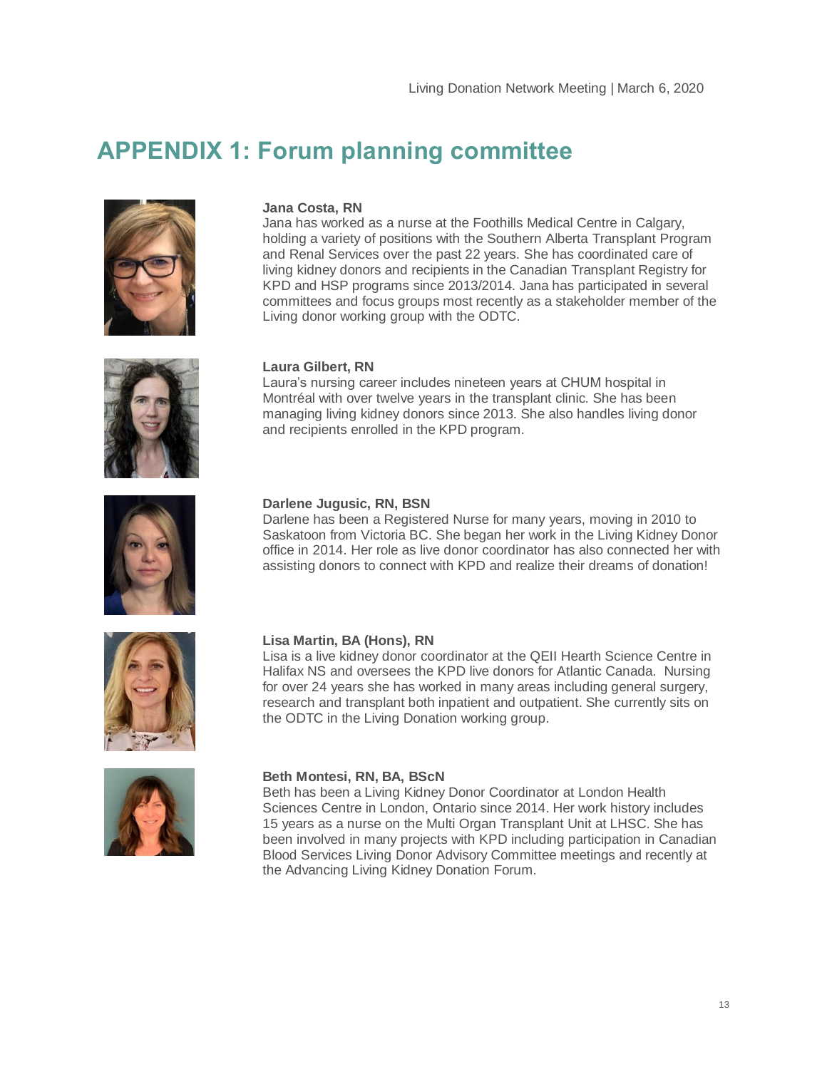# APPENDIX 1: Forum planning committee

**Jana Costa, RN**
Jana has worked as a nurse at the Foothills Medical Centre in Calgary, holding a variety of positions with the Southern Alberta Transplant Program and Renal Services over the past 22 years. She has coordinated care of living kidney donors and recipients in the Canadian Transplant Registry for KPD and HSP programs since 2013/2014. Jana has participated in several committees and focus groups most recently as a stakeholder member of the Living donor working group with the ODTC.

**Laura Gilbert, RN**
Laura's nursing career includes nineteen years at CHUM hospital in Montréal with over twelve years in the transplant clinic. She has been managing living kidney donors since 2013. She also handles living donor and recipients enrolled in the KPD program.

**Darlene Jugusic, RN, BSN**
Darlene has been a Registered Nurse for many years, moving in 2010 to Saskatoon from Victoria BC. She began her work in the Living Kidney Donor office in 2014. Her role as live donor coordinator has also connected her with assisting donors to connect with KPD and realize their dreams of donation!

**Lisa Martin, BA (Hons), RN**
Lisa is a live kidney donor coordinator at the QEII Hearth Science Centre in Halifax NS and oversees the KPD live donors for Atlantic Canada. Nursing for over 24 years she has worked in many areas including general surgery, research and transplant both inpatient and outpatient. She currently sits on the ODTC in the Living Donation working group.

**Beth Montesi, RN, BA, BScN**
Beth has been a Living Kidney Donor Coordinator at London Health Sciences Centre in London, Ontario since 2014. Her work history includes 15 years as a nurse on the Multi Organ Transplant Unit at LHSC. She has been involved in many projects with KPD including participation in Canadian Blood Services Living Donor Advisory Committee meetings and recently at the Advancing Living Kidney Donation Forum.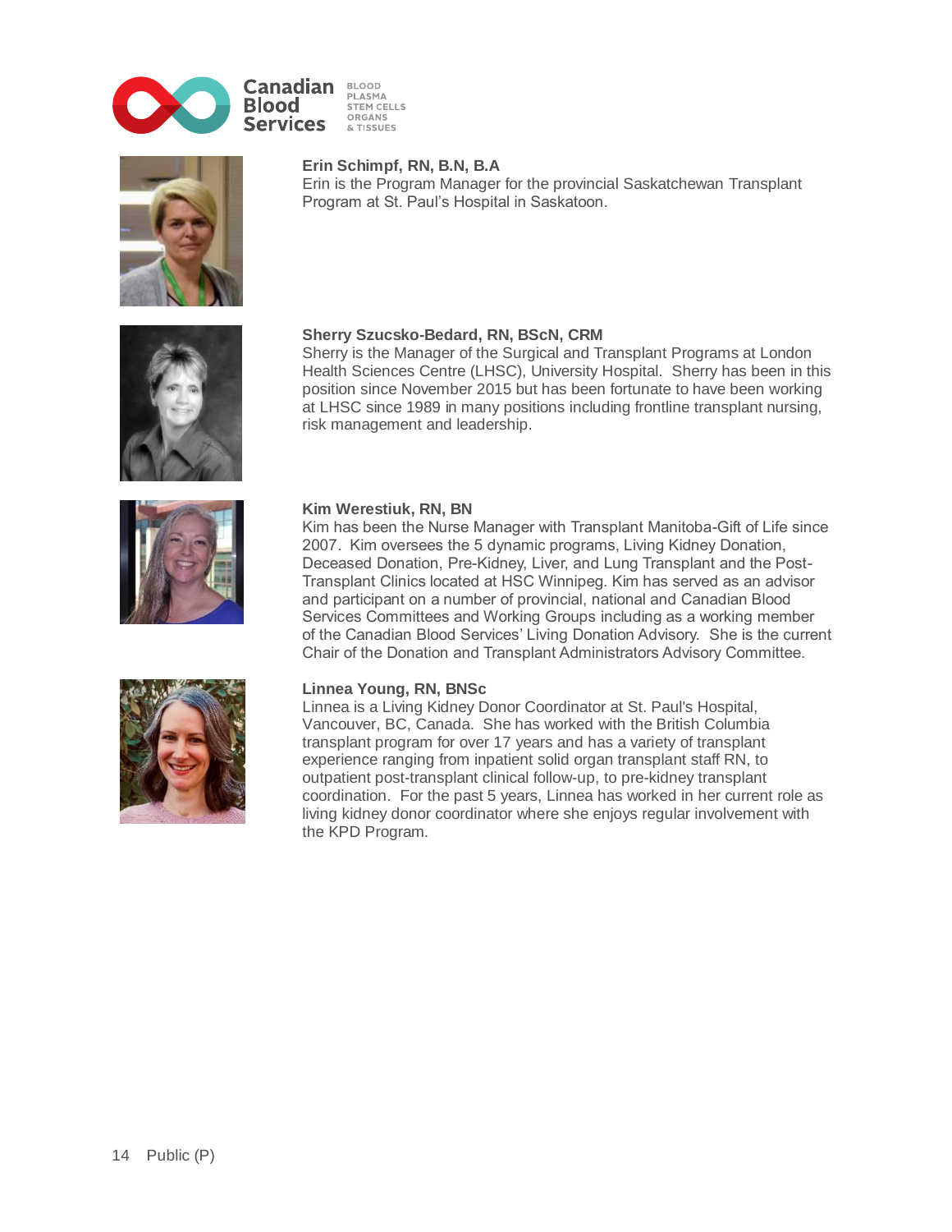**Erin Schimpf, RN, B.N, B.A**
Erin is the Program Manager for the provincial Saskatchewan Transplant Program at St. Paul's Hospital in Saskatoon.

**Sherry Szucsko-Bedard, RN, BScN, CRM**
Sherry is the Manager of the Surgical and Transplant Programs at London Health Sciences Centre (LHSC), University Hospital. Sherry has been in this position since November 2015 but has been fortunate to have been working at LHSC since 1989 in many positions including frontline transplant nursing, risk management and leadership.

**Kim Werestiuk, RN, BN**
Kim has been the Nurse Manager with Transplant Manitoba-Gift of Life since 2007. Kim oversees the 5 dynamic programs, Living Kidney Donation, Deceased Donation, Pre-Kidney, Liver, and Lung Transplant and the Post-Transplant Clinics located at HSC Winnipeg. Kim has served as an advisor and participant on a number of provincial, national and Canadian Blood Services Committees and Working Groups including as a working member of the Canadian Blood Services' Living Donation Advisory. She is the current Chair of the Donation and Transplant Administrators Advisory Committee.

**Linnea Young, RN, BNSc**
Linnea is a Living Kidney Donor Coordinator at St. Paul's Hospital, Vancouver, BC, Canada. She has worked with the British Columbia transplant program for over 17 years and has a variety of transplant experience ranging from inpatient solid organ transplant staff RN, to outpatient post-transplant clinical follow-up, to pre-kidney transplant coordination. For the past 5 years, Linnea has worked in her current role as living kidney donor coordinator where she enjoys regular involvement with the KPD Program.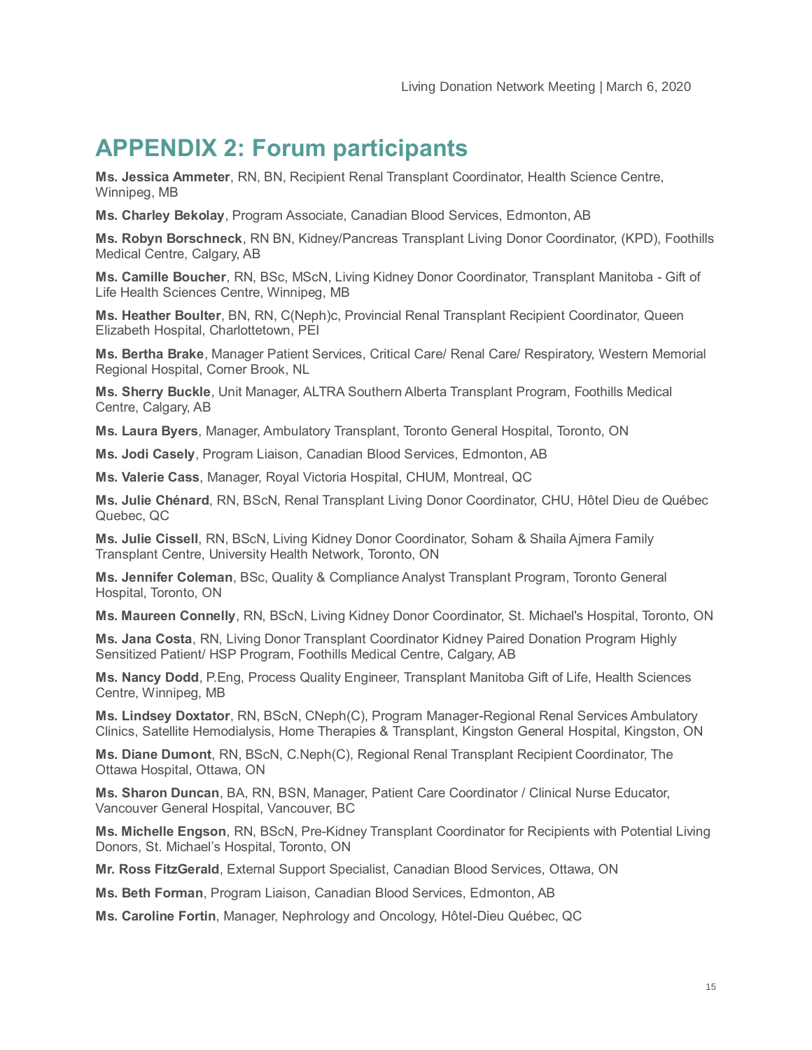# APPENDIX 2: Forum participants

**Ms. Jessica Ammeter**, RN, BN, Recipient Renal Transplant Coordinator, Health Science Centre, Winnipeg, MB

**Ms. Charley Bekolay**, Program Associate, Canadian Blood Services, Edmonton, AB

**Ms. Robyn Borschneck**, RN BN, Kidney/Pancreas Transplant Living Donor Coordinator, (KPD), Foothills Medical Centre, Calgary, AB

**Ms. Camille Boucher**, RN, BSc, MScN, Living Kidney Donor Coordinator, Transplant Manitoba - Gift of Life Health Sciences Centre, Winnipeg, MB

**Ms. Heather Boulter**, BN, RN, C(Neph)c, Provincial Renal Transplant Recipient Coordinator, Queen Elizabeth Hospital, Charlottetown, PEI

**Ms. Bertha Brake**, Manager Patient Services, Critical Care/ Renal Care/ Respiratory, Western Memorial Regional Hospital, Corner Brook, NL

**Ms. Sherry Buckle**, Unit Manager, ALTRA Southern Alberta Transplant Program, Foothills Medical Centre, Calgary, AB

**Ms. Laura Byers**, Manager, Ambulatory Transplant, Toronto General Hospital, Toronto, ON

**Ms. Jodi Casely**, Program Liaison, Canadian Blood Services, Edmonton, AB

**Ms. Valerie Cass**, Manager, Royal Victoria Hospital, CHUM, Montreal, QC

**Ms. Julie Chénard**, RN, BScN, Renal Transplant Living Donor Coordinator, CHU, Hôtel Dieu de Québec Quebec, QC

**Ms. Julie Cissell**, RN, BScN, Living Kidney Donor Coordinator, Soham & Shaila Ajmera Family Transplant Centre, University Health Network, Toronto, ON

**Ms. Jennifer Coleman**, BSc, Quality & Compliance Analyst Transplant Program, Toronto General Hospital, Toronto, ON

**Ms. Maureen Connelly**, RN, BScN, Living Kidney Donor Coordinator, St. Michael's Hospital, Toronto, ON

**Ms. Jana Costa**, RN, Living Donor Transplant Coordinator Kidney Paired Donation Program Highly Sensitized Patient/ HSP Program, Foothills Medical Centre, Calgary, AB

**Ms. Nancy Dodd**, P.Eng, Process Quality Engineer, Transplant Manitoba Gift of Life, Health Sciences Centre, Winnipeg, MB

**Ms. Lindsey Doxtator**, RN, BScN, CNeph(C), Program Manager-Regional Renal Services Ambulatory Clinics, Satellite Hemodialysis, Home Therapies & Transplant, Kingston General Hospital, Kingston, ON

**Ms. Diane Dumont**, RN, BScN, C.Neph(C), Regional Renal Transplant Recipient Coordinator, The Ottawa Hospital, Ottawa, ON

**Ms. Sharon Duncan**, BA, RN, BSN, Manager, Patient Care Coordinator / Clinical Nurse Educator, Vancouver General Hospital, Vancouver, BC

**Ms. Michelle Engson**, RN, BScN, Pre-Kidney Transplant Coordinator for Recipients with Potential Living Donors, St. Michael's Hospital, Toronto, ON

**Mr. Ross FitzGerald**, External Support Specialist, Canadian Blood Services, Ottawa, ON

**Ms. Beth Forman**, Program Liaison, Canadian Blood Services, Edmonton, AB

**Ms. Caroline Fortin**, Manager, Nephrology and Oncology, Hôtel-Dieu Québec, QC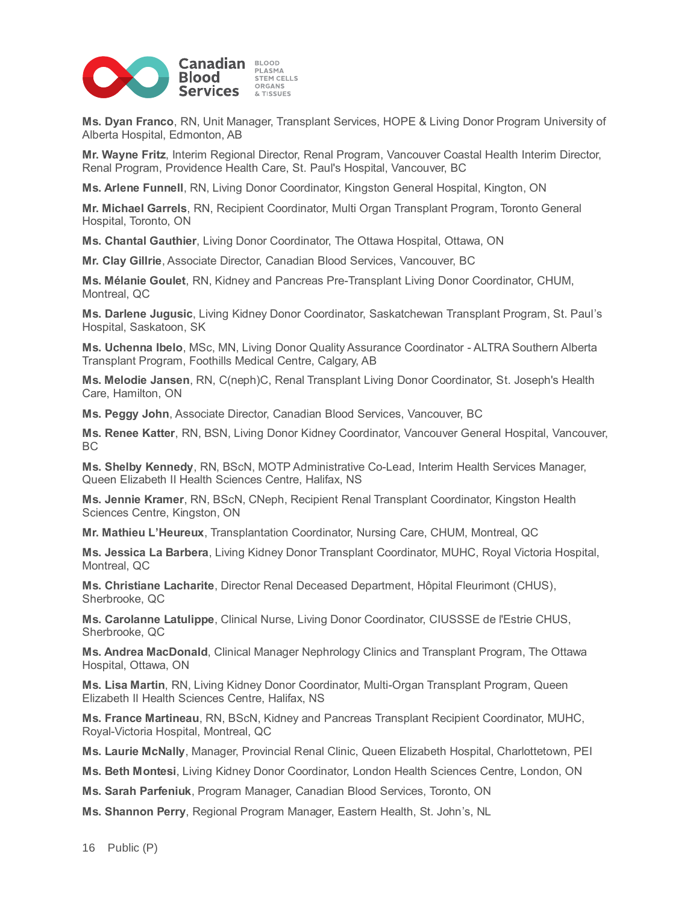**Ms. Dyan Franco**, RN, Unit Manager, Transplant Services, HOPE & Living Donor Program University of Alberta Hospital, Edmonton, AB

**Mr. Wayne Fritz**, Interim Regional Director, Renal Program, Vancouver Coastal Health Interim Director, Renal Program, Providence Health Care, St. Paul's Hospital, Vancouver, BC

**Ms. Arlene Funnell**, RN, Living Donor Coordinator, Kingston General Hospital, Kington, ON

**Mr. Michael Garrels**, RN, Recipient Coordinator, Multi Organ Transplant Program, Toronto General Hospital, Toronto, ON

**Ms. Chantal Gauthier**, Living Donor Coordinator, The Ottawa Hospital, Ottawa, ON

**Mr. Clay Gillrie**, Associate Director, Canadian Blood Services, Vancouver, BC

**Ms. Mélanie Goulet**, RN, Kidney and Pancreas Pre-Transplant Living Donor Coordinator, CHUM, Montreal, QC

**Ms. Darlene Jugusic**, Living Kidney Donor Coordinator, Saskatchewan Transplant Program, St. Paul's Hospital, Saskatoon, SK

**Ms. Uchenna Ibelo**, MSc, MN, Living Donor Quality Assurance Coordinator - ALTRA Southern Alberta Transplant Program, Foothills Medical Centre, Calgary, AB

**Ms. Melodie Jansen**, RN, C(neph)C, Renal Transplant Living Donor Coordinator, St. Joseph's Health Care, Hamilton, ON

**Ms. Peggy John**, Associate Director, Canadian Blood Services, Vancouver, BC

**Ms. Renee Katter**, RN, BSN, Living Donor Kidney Coordinator, Vancouver General Hospital, Vancouver, BC

**Ms. Shelby Kennedy**, RN, BScN, MOTP Administrative Co-Lead, Interim Health Services Manager, Queen Elizabeth II Health Sciences Centre, Halifax, NS

**Ms. Jennie Kramer**, RN, BScN, CNeph, Recipient Renal Transplant Coordinator, Kingston Health Sciences Centre, Kingston, ON

**Mr. Mathieu L'Heureux**, Transplantation Coordinator, Nursing Care, CHUM, Montreal, QC

**Ms. Jessica La Barbera**, Living Kidney Donor Transplant Coordinator, MUHC, Royal Victoria Hospital, Montreal, QC

**Ms. Christiane Lacharite**, Director Renal Deceased Department, Hôpital Fleurimont (CHUS), Sherbrooke, QC

**Ms. Carolanne Latulippe**, Clinical Nurse, Living Donor Coordinator, CIUSSSE de l'Estrie CHUS, Sherbrooke, QC

**Ms. Andrea MacDonald**, Clinical Manager Nephrology Clinics and Transplant Program, The Ottawa Hospital, Ottawa, ON

**Ms. Lisa Martin**, RN, Living Kidney Donor Coordinator, Multi-Organ Transplant Program, Queen Elizabeth II Health Sciences Centre, Halifax, NS

**Ms. France Martineau**, RN, BScN, Kidney and Pancreas Transplant Recipient Coordinator, MUHC, Royal-Victoria Hospital, Montreal, QC

**Ms. Laurie McNally**, Manager, Provincial Renal Clinic, Queen Elizabeth Hospital, Charlottetown, PEI

**Ms. Beth Montesi**, Living Kidney Donor Coordinator, London Health Sciences Centre, London, ON

**Ms. Sarah Parfeniuk**, Program Manager, Canadian Blood Services, Toronto, ON

**Ms. Shannon Perry**, Regional Program Manager, Eastern Health, St. John's, NL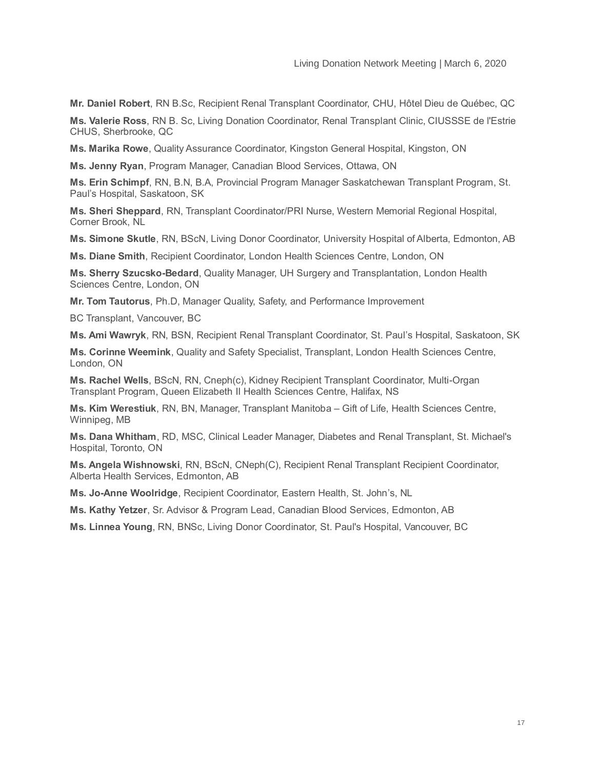**Mr. Daniel Robert**, RN B.Sc, Recipient Renal Transplant Coordinator, CHU, Hôtel Dieu de Québec, QC

**Ms. Valerie Ross**, RN B. Sc, Living Donation Coordinator, Renal Transplant Clinic, CIUSSSE de l'Estrie CHUS, Sherbrooke, QC

**Ms. Marika Rowe**, Quality Assurance Coordinator, Kingston General Hospital, Kingston, ON

**Ms. Jenny Ryan**, Program Manager, Canadian Blood Services, Ottawa, ON

**Ms. Erin Schimpf**, RN, B.N, B.A, Provincial Program Manager Saskatchewan Transplant Program, St. Paul's Hospital, Saskatoon, SK

**Ms. Sheri Sheppard**, RN, Transplant Coordinator/PRI Nurse, Western Memorial Regional Hospital, Corner Brook, NL

**Ms. Simone Skutle**, RN, BScN, Living Donor Coordinator, University Hospital of Alberta, Edmonton, AB

**Ms. Diane Smith**, Recipient Coordinator, London Health Sciences Centre, London, ON

**Ms. Sherry Szucsko-Bedard**, Quality Manager, UH Surgery and Transplantation, London Health Sciences Centre, London, ON

**Mr. Tom Tautorus**, Ph.D, Manager Quality, Safety, and Performance Improvement

BC Transplant, Vancouver, BC

**Ms. Ami Wawryk**, RN, BSN, Recipient Renal Transplant Coordinator, St. Paul's Hospital, Saskatoon, SK

**Ms. Corinne Weemink**, Quality and Safety Specialist, Transplant, London Health Sciences Centre, London, ON

**Ms. Rachel Wells**, BScN, RN, Cneph(c), Kidney Recipient Transplant Coordinator, Multi-Organ Transplant Program, Queen Elizabeth II Health Sciences Centre, Halifax, NS

**Ms. Kim Werestiuk**, RN, BN, Manager, Transplant Manitoba – Gift of Life, Health Sciences Centre, Winnipeg, MB

**Ms. Dana Whitham**, RD, MSC, Clinical Leader Manager, Diabetes and Renal Transplant, St. Michael's Hospital, Toronto, ON

**Ms. Angela Wishnowski**, RN, BScN, CNeph(C), Recipient Renal Transplant Recipient Coordinator, Alberta Health Services, Edmonton, AB

**Ms. Jo-Anne Woolridge**, Recipient Coordinator, Eastern Health, St. John's, NL

**Ms. Kathy Yetzer**, Sr. Advisor & Program Lead, Canadian Blood Services, Edmonton, AB

**Ms. Linnea Young**, RN, BNSc, Living Donor Coordinator, St. Paul's Hospital, Vancouver, BC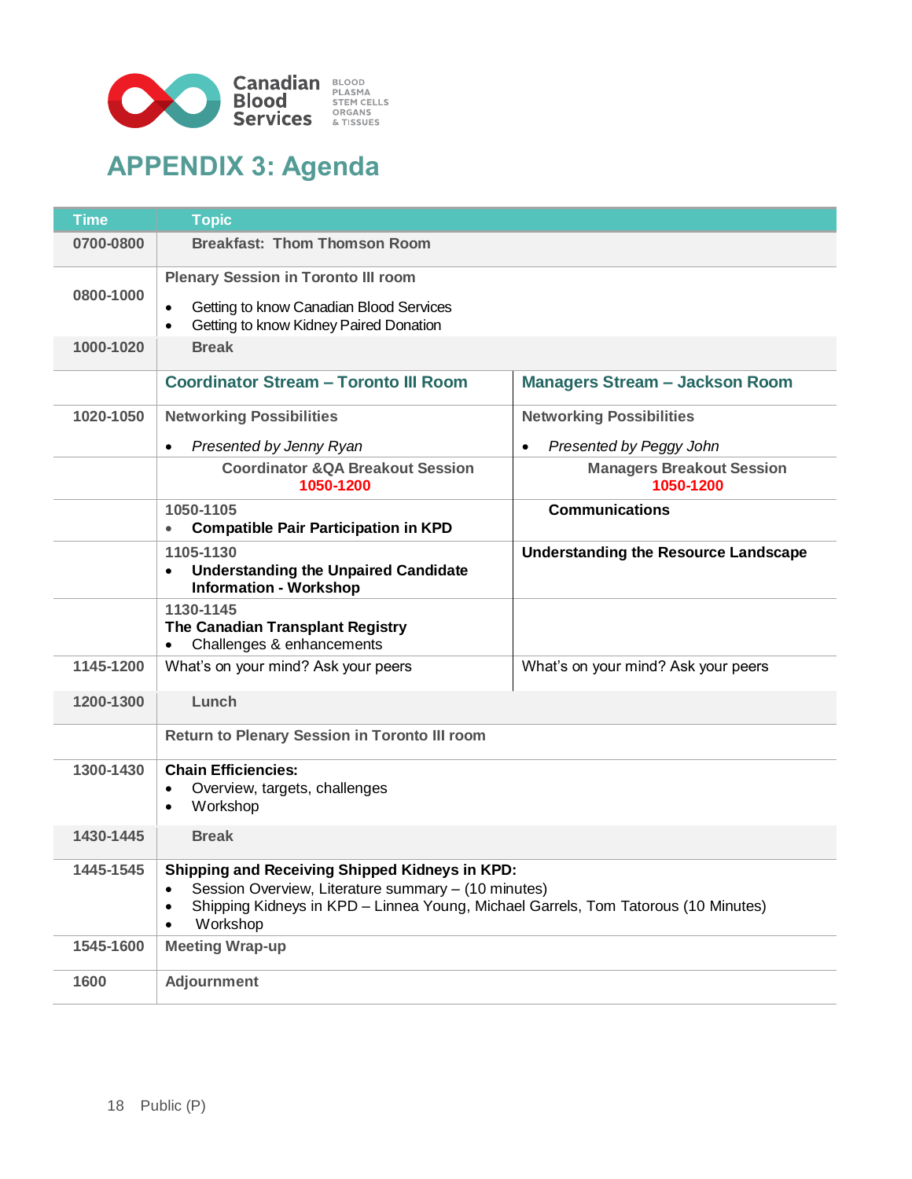## APPENDIX 3: Agenda

| Time | Topic | |
|---|---|---|
| 0700-0800 | **Breakfast: Thom Thomson Room** | |
| 0800-1000 | **Plenary Session in Toronto III room**<br>• Getting to know Canadian Blood Services<br>• Getting to know Kidney Paired Donation | |
| 1000-1020 | **Break** | |
| | **Coordinator Stream – Toronto III Room** | **Managers Stream – Jackson Room** |
| 1020-1050 | **Networking Possibilities**<br>• *Presented by Jenny Ryan* | **Networking Possibilities**<br>• *Presented by Peggy John* |
| | **Coordinator &QA Breakout Session**<br>**1050-1200** | **Managers Breakout Session**<br>**1050-1200** |
| | 1050-1105<br>• **Compatible Pair Participation in KPD** | **Communications** |
| | 1105-1130<br>• **Understanding the Unpaired Candidate Information - Workshop** | **Understanding the Resource Landscape** |
| | 1130-1145<br>**The Canadian Transplant Registry**<br>• Challenges & enhancements | |
| 1145-1200 | What's on your mind? Ask your peers | What's on your mind? Ask your peers |
| 1200-1300 | **Lunch** | |
| | **Return to Plenary Session in Toronto III room** | |
| 1300-1430 | **Chain Efficiencies:**<br>• Overview, targets, challenges<br>• Workshop | |
| 1430-1445 | **Break** | |
| 1445-1545 | **Shipping and Receiving Shipped Kidneys in KPD:**<br>• Session Overview, Literature summary – (10 minutes)<br>• Shipping Kidneys in KPD – Linnea Young, Michael Garrels, Tom Tatorous (10 Minutes)<br>• Workshop | |
| 1545-1600 | **Meeting Wrap-up** | |
| 1600 | **Adjournment** | |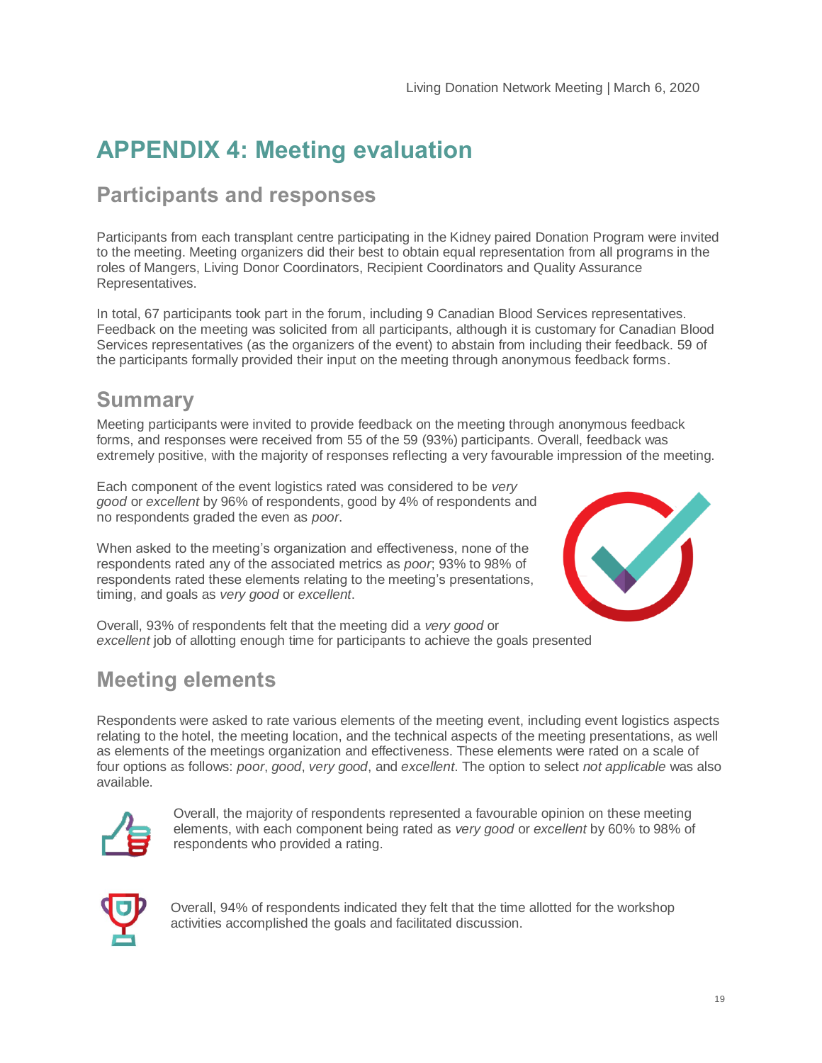# APPENDIX 4: Meeting evaluation

## Participants and responses

Participants from each transplant centre participating in the Kidney paired Donation Program were invited to the meeting. Meeting organizers did their best to obtain equal representation from all programs in the roles of Mangers, Living Donor Coordinators, Recipient Coordinators and Quality Assurance Representatives.

In total, 67 participants took part in the forum, including 9 Canadian Blood Services representatives. Feedback on the meeting was solicited from all participants, although it is customary for Canadian Blood Services representatives (as the organizers of the event) to abstain from including their feedback. 59 of the participants formally provided their input on the meeting through anonymous feedback forms.

## Summary

Meeting participants were invited to provide feedback on the meeting through anonymous feedback forms, and responses were received from 55 of the 59 (93%) participants. Overall, feedback was extremely positive, with the majority of responses reflecting a very favourable impression of the meeting.

Each component of the event logistics rated was considered to be *very good* or *excellent* by 96% of respondents, good by 4% of respondents and no respondents graded the even as *poor*.

When asked to the meeting's organization and effectiveness, none of the respondents rated any of the associated metrics as *poor*; 93% to 98% of respondents rated these elements relating to the meeting's presentations, timing, and goals as *very good* or *excellent*.

Overall, 93% of respondents felt that the meeting did a *very good* or *excellent* job of allotting enough time for participants to achieve the goals presented

## Meeting elements

Respondents were asked to rate various elements of the meeting event, including event logistics aspects relating to the hotel, the meeting location, and the technical aspects of the meeting presentations, as well as elements of the meetings organization and effectiveness. These elements were rated on a scale of four options as follows: *poor*, *good*, *very good*, and *excellent*. The option to select *not applicable* was also available.

Overall, the majority of respondents represented a favourable opinion on these meeting elements, with each component being rated as *very good* or *excellent* by 60% to 98% of respondents who provided a rating.

Overall, 94% of respondents indicated they felt that the time allotted for the workshop activities accomplished the goals and facilitated discussion.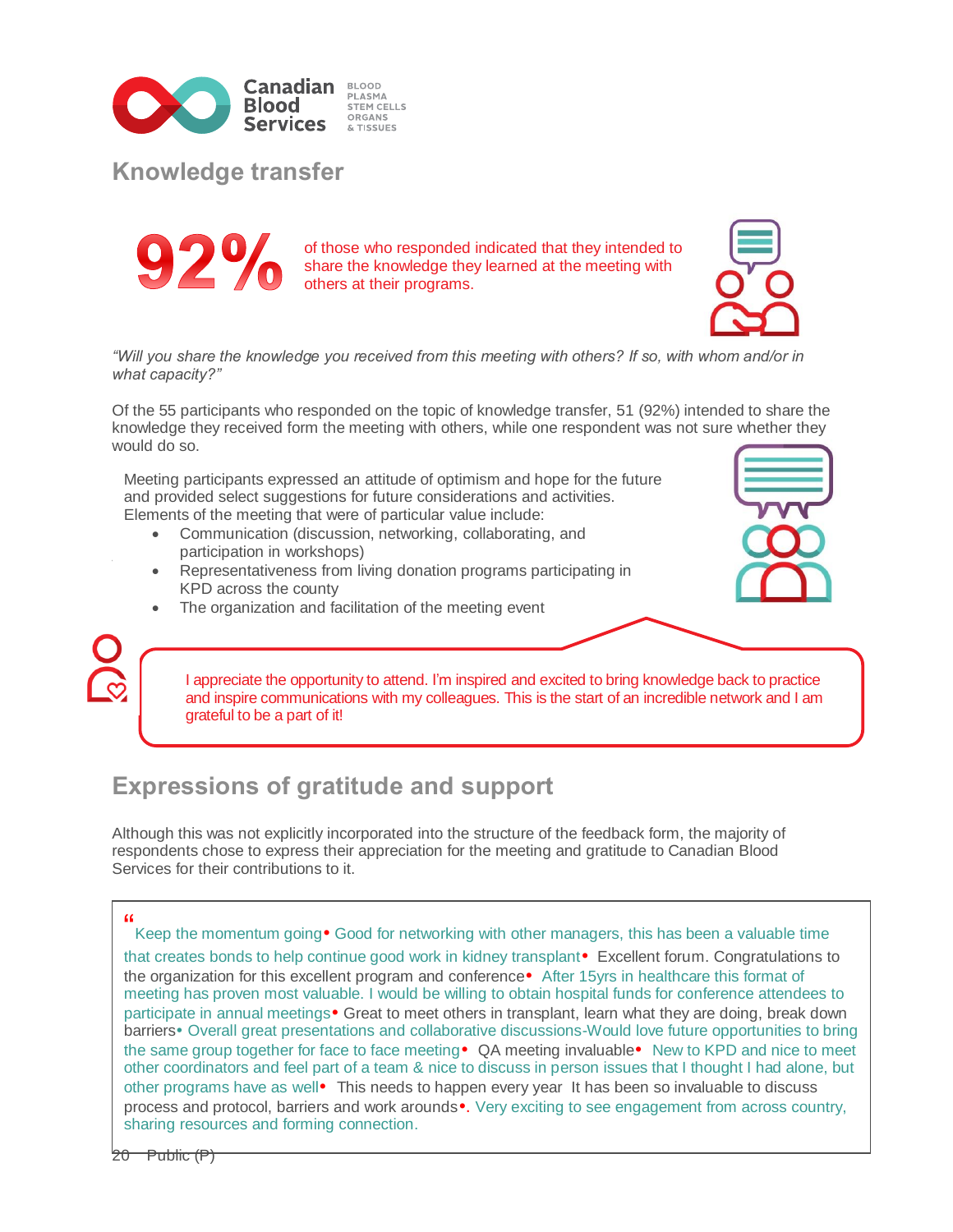## Knowledge transfer

**92%** of those who responded indicated that they intended to share the knowledge they learned at the meeting with others at their programs.

*"Will you share the knowledge you received from this meeting with others? If so, with whom and/or in what capacity?"*

Of the 55 participants who responded on the topic of knowledge transfer, 51 (92%) intended to share the knowledge they received form the meeting with others, while one respondent was not sure whether they would do so.

Meeting participants expressed an attitude of optimism and hope for the future and provided select suggestions for future considerations and activities. Elements of the meeting that were of particular value include:

- Communication (discussion, networking, collaborating, and participation in workshops)
- Representativeness from living donation programs participating in KPD across the county
- The organization and facilitation of the meeting event

> I appreciate the opportunity to attend. I'm inspired and excited to bring knowledge back to practice and inspire communications with my colleagues. This is the start of an incredible network and I am grateful to be a part of it!

## Expressions of gratitude and support

Although this was not explicitly incorporated into the structure of the feedback form, the majority of respondents chose to express their appreciation for the meeting and gratitude to Canadian Blood Services for their contributions to it.

> " Keep the momentum going• Good for networking with other managers, this has been a valuable time that creates bonds to help continue good work in kidney transplant• Excellent forum. Congratulations to the organization for this excellent program and conference• After 15yrs in healthcare this format of meeting has proven most valuable. I would be willing to obtain hospital funds for conference attendees to participate in annual meetings• Great to meet others in transplant, learn what they are doing, break down barriers• Overall great presentations and collaborative discussions-Would love future opportunities to bring the same group together for face to face meeting• QA meeting invaluable• New to KPD and nice to meet other coordinators and feel part of a team & nice to discuss in person issues that I thought I had alone, but other programs have as well• This needs to happen every year It has been so invaluable to discuss process and protocol, barriers and work arounds•. Very exciting to see engagement from across country, sharing resources and forming connection.